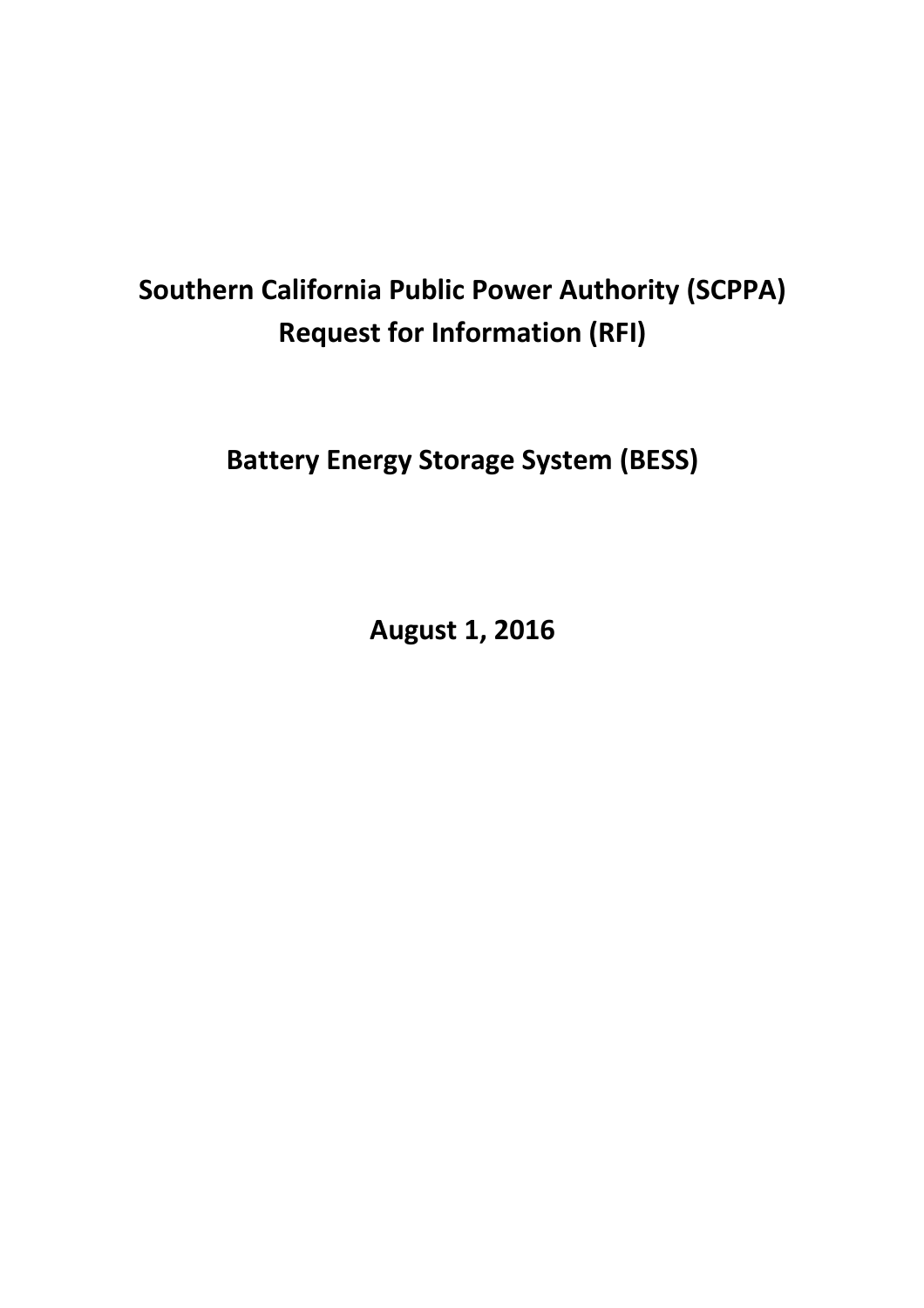# Southern California Public Power Authority (SCPPA)
# Request for Information (RFI)

## Battery Energy Storage System (BESS)

## August 1, 2016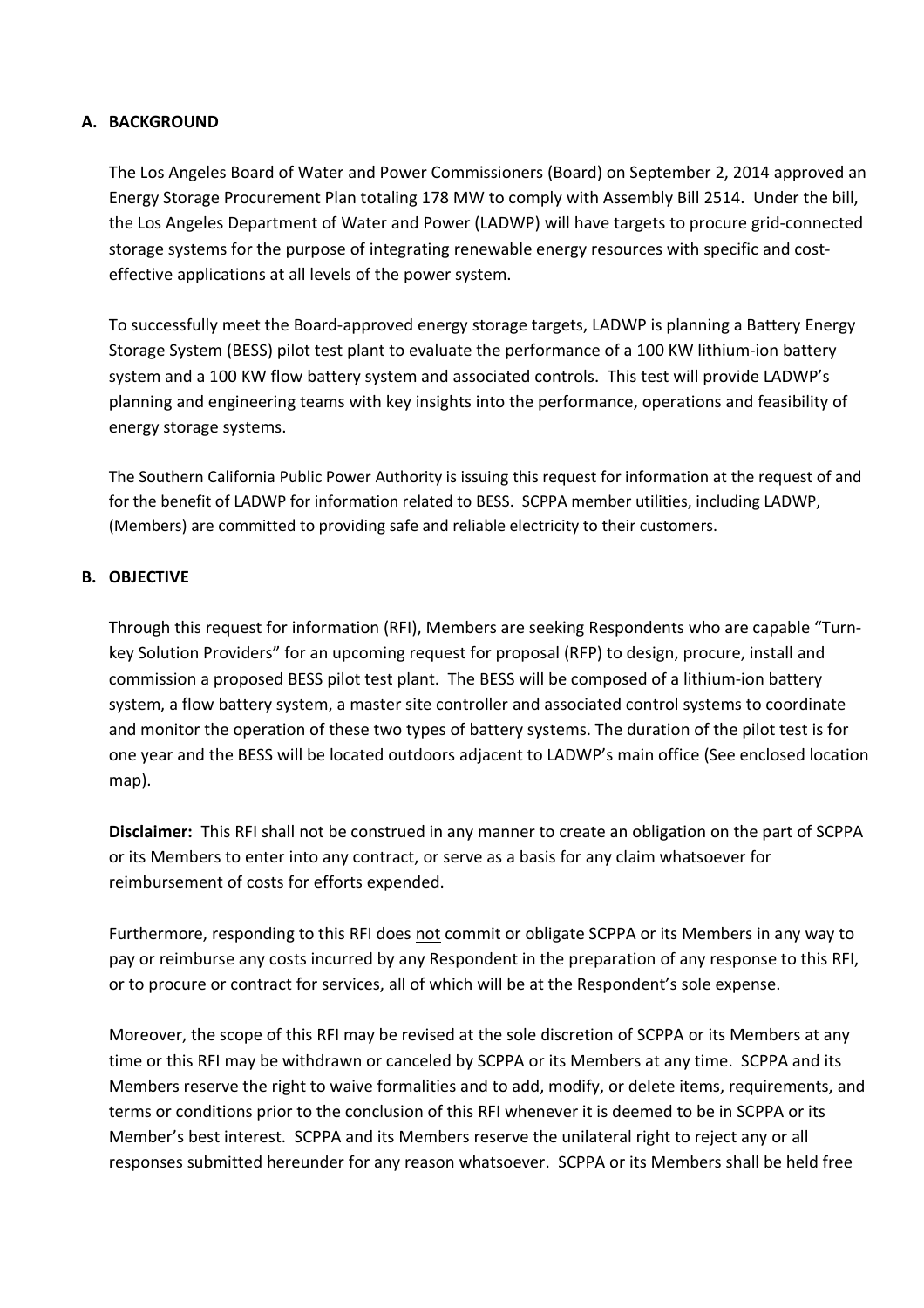## A. BACKGROUND

The Los Angeles Board of Water and Power Commissioners (Board) on September 2, 2014 approved an Energy Storage Procurement Plan totaling 178 MW to comply with Assembly Bill 2514. Under the bill, the Los Angeles Department of Water and Power (LADWP) will have targets to procure grid-connected storage systems for the purpose of integrating renewable energy resources with specific and cost-effective applications at all levels of the power system.

To successfully meet the Board-approved energy storage targets, LADWP is planning a Battery Energy Storage System (BESS) pilot test plant to evaluate the performance of a 100 KW lithium-ion battery system and a 100 KW flow battery system and associated controls. This test will provide LADWP's planning and engineering teams with key insights into the performance, operations and feasibility of energy storage systems.

The Southern California Public Power Authority is issuing this request for information at the request of and for the benefit of LADWP for information related to BESS. SCPPA member utilities, including LADWP, (Members) are committed to providing safe and reliable electricity to their customers.

## B. OBJECTIVE

Through this request for information (RFI), Members are seeking Respondents who are capable "Turn-key Solution Providers" for an upcoming request for proposal (RFP) to design, procure, install and commission a proposed BESS pilot test plant. The BESS will be composed of a lithium-ion battery system, a flow battery system, a master site controller and associated control systems to coordinate and monitor the operation of these two types of battery systems. The duration of the pilot test is for one year and the BESS will be located outdoors adjacent to LADWP's main office (See enclosed location map).

**Disclaimer:** This RFI shall not be construed in any manner to create an obligation on the part of SCPPA or its Members to enter into any contract, or serve as a basis for any claim whatsoever for reimbursement of costs for efforts expended.

Furthermore, responding to this RFI does not commit or obligate SCPPA or its Members in any way to pay or reimburse any costs incurred by any Respondent in the preparation of any response to this RFI, or to procure or contract for services, all of which will be at the Respondent's sole expense.

Moreover, the scope of this RFI may be revised at the sole discretion of SCPPA or its Members at any time or this RFI may be withdrawn or canceled by SCPPA or its Members at any time. SCPPA and its Members reserve the right to waive formalities and to add, modify, or delete items, requirements, and terms or conditions prior to the conclusion of this RFI whenever it is deemed to be in SCPPA or its Member's best interest. SCPPA and its Members reserve the unilateral right to reject any or all responses submitted hereunder for any reason whatsoever. SCPPA or its Members shall be held free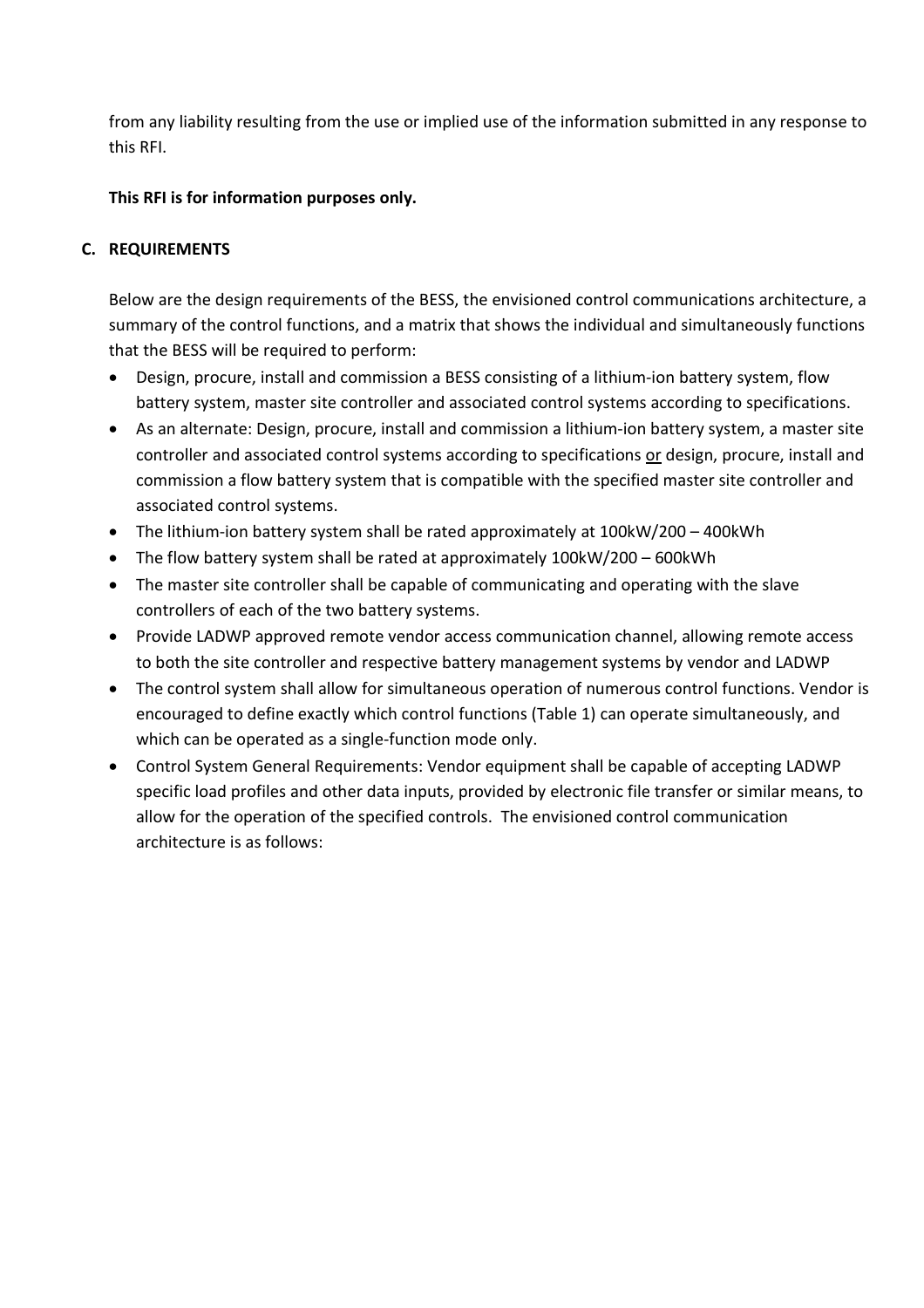from any liability resulting from the use or implied use of the information submitted in any response to this RFI.

**This RFI is for information purposes only.**

## C. REQUIREMENTS

Below are the design requirements of the BESS, the envisioned control communications architecture, a summary of the control functions, and a matrix that shows the individual and simultaneously functions that the BESS will be required to perform:

- Design, procure, install and commission a BESS consisting of a lithium-ion battery system, flow battery system, master site controller and associated control systems according to specifications.
- As an alternate: Design, procure, install and commission a lithium-ion battery system, a master site controller and associated control systems according to specifications <u>or</u> design, procure, install and commission a flow battery system that is compatible with the specified master site controller and associated control systems.
- The lithium-ion battery system shall be rated approximately at 100kW/200 – 400kWh
- The flow battery system shall be rated at approximately 100kW/200 – 600kWh
- The master site controller shall be capable of communicating and operating with the slave controllers of each of the two battery systems.
- Provide LADWP approved remote vendor access communication channel, allowing remote access to both the site controller and respective battery management systems by vendor and LADWP
- The control system shall allow for simultaneous operation of numerous control functions. Vendor is encouraged to define exactly which control functions (Table 1) can operate simultaneously, and which can be operated as a single-function mode only.
- Control System General Requirements: Vendor equipment shall be capable of accepting LADWP specific load profiles and other data inputs, provided by electronic file transfer or similar means, to allow for the operation of the specified controls. The envisioned control communication architecture is as follows: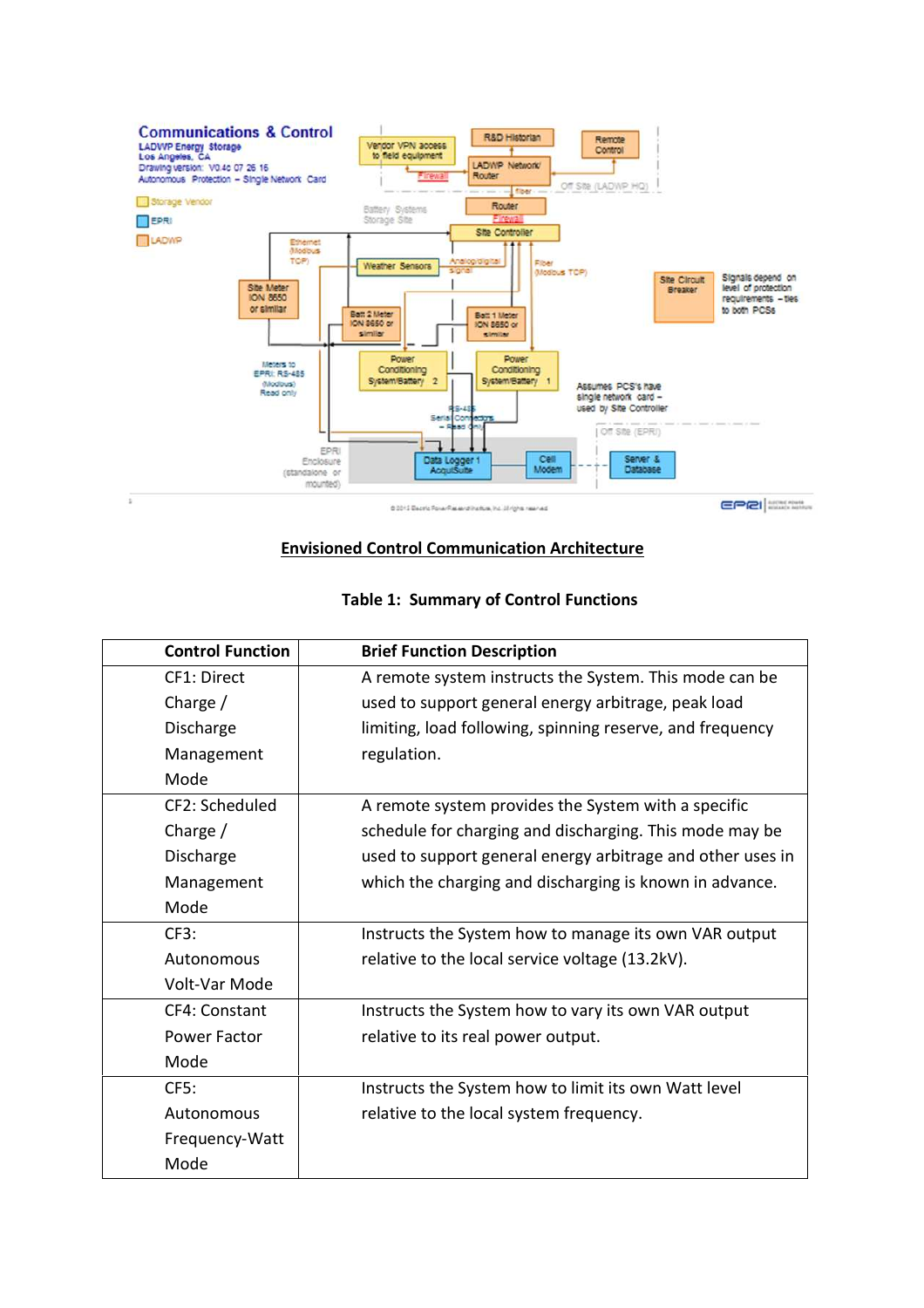**Envisioned Control Communication Architecture**

**Table 1: Summary of Control Functions**

| Control Function | Brief Function Description |
|---|---|
| CF1: Direct Charge / Discharge Management Mode | A remote system instructs the System. This mode can be used to support general energy arbitrage, peak load limiting, load following, spinning reserve, and frequency regulation. |
| CF2: Scheduled Charge / Discharge Management Mode | A remote system provides the System with a specific schedule for charging and discharging. This mode may be used to support general energy arbitrage and other uses in which the charging and discharging is known in advance. |
| CF3: Autonomous Volt-Var Mode | Instructs the System how to manage its own VAR output relative to the local service voltage (13.2kV). |
| CF4: Constant Power Factor Mode | Instructs the System how to vary its own VAR output relative to its real power output. |
| CF5: Autonomous Frequency-Watt Mode | Instructs the System how to limit its own Watt level relative to the local system frequency. |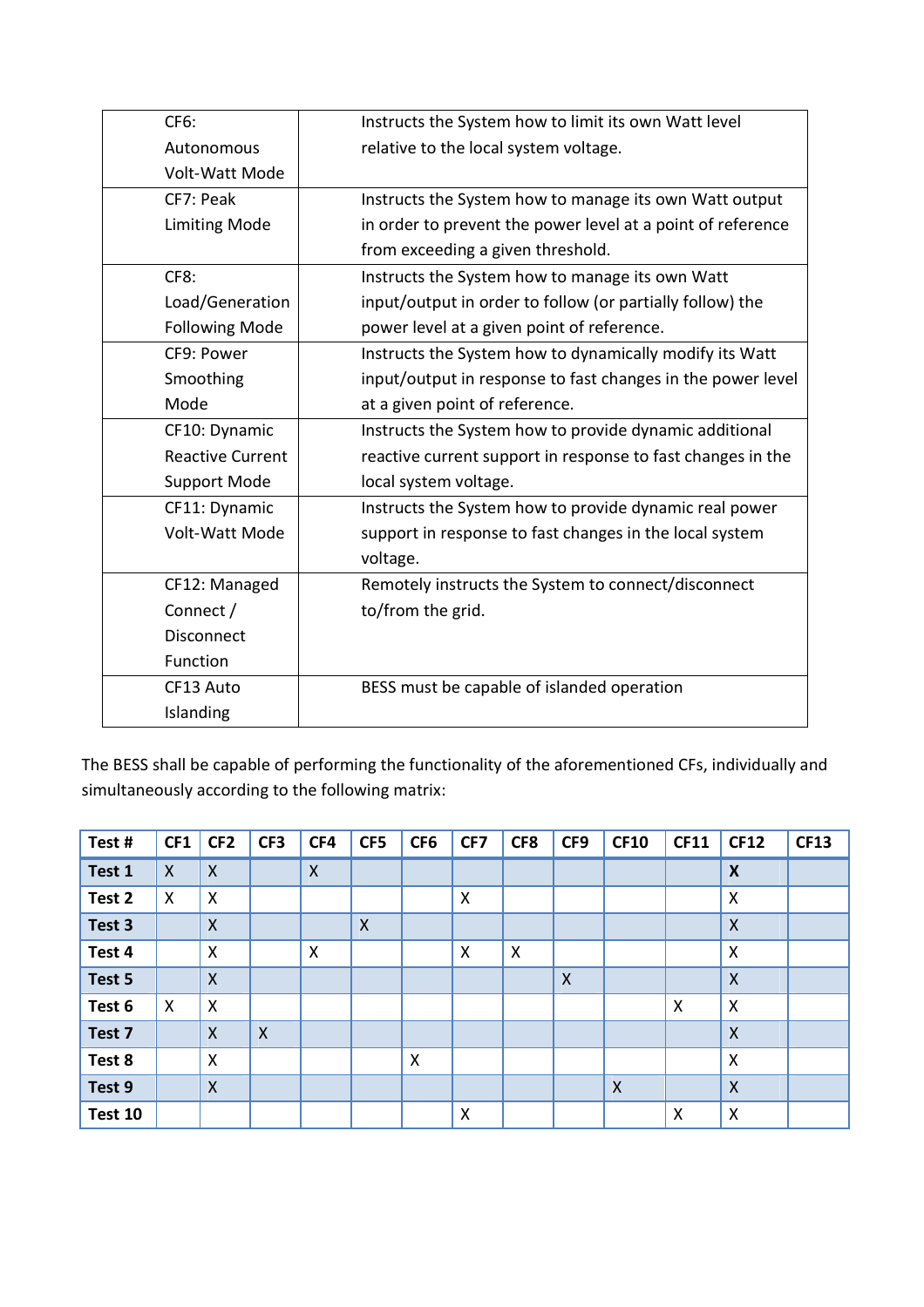| | |
|---|---|
| CF6: Autonomous Volt-Watt Mode | Instructs the System how to limit its own Watt level relative to the local system voltage. |
| CF7: Peak Limiting Mode | Instructs the System how to manage its own Watt output in order to prevent the power level at a point of reference from exceeding a given threshold. |
| CF8: Load/Generation Following Mode | Instructs the System how to manage its own Watt input/output in order to follow (or partially follow) the power level at a given point of reference. |
| CF9: Power Smoothing Mode | Instructs the System how to dynamically modify its Watt input/output in response to fast changes in the power level at a given point of reference. |
| CF10: Dynamic Reactive Current Support Mode | Instructs the System how to provide dynamic additional reactive current support in response to fast changes in the local system voltage. |
| CF11: Dynamic Volt-Watt Mode | Instructs the System how to provide dynamic real power support in response to fast changes in the local system voltage. |
| CF12: Managed Connect / Disconnect Function | Remotely instructs the System to connect/disconnect to/from the grid. |
| CF13 Auto Islanding | BESS must be capable of islanded operation |

The BESS shall be capable of performing the functionality of the aforementioned CFs, individually and simultaneously according to the following matrix:

| Test # | CF1 | CF2 | CF3 | CF4 | CF5 | CF6 | CF7 | CF8 | CF9 | CF10 | CF11 | CF12 | CF13 |
|---|---|---|---|---|---|---|---|---|---|---|---|---|---|
| **Test 1** | X | X | | X | | | | | | | | **X** | |
| **Test 2** | X | X | | | | | X | | | | | X | |
| **Test 3** | | X | | | X | | | | | | | X | |
| **Test 4** | | X | | X | | | X | X | | | | X | |
| **Test 5** | | X | | | | | | | X | | | X | |
| **Test 6** | X | X | | | | | | | | | X | X | |
| **Test 7** | | X | X | | | | | | | | | X | |
| **Test 8** | | X | | | | X | | | | | | X | |
| **Test 9** | | X | | | | | | | | X | | X | |
| **Test 10** | | | | | | | X | | | | X | X | |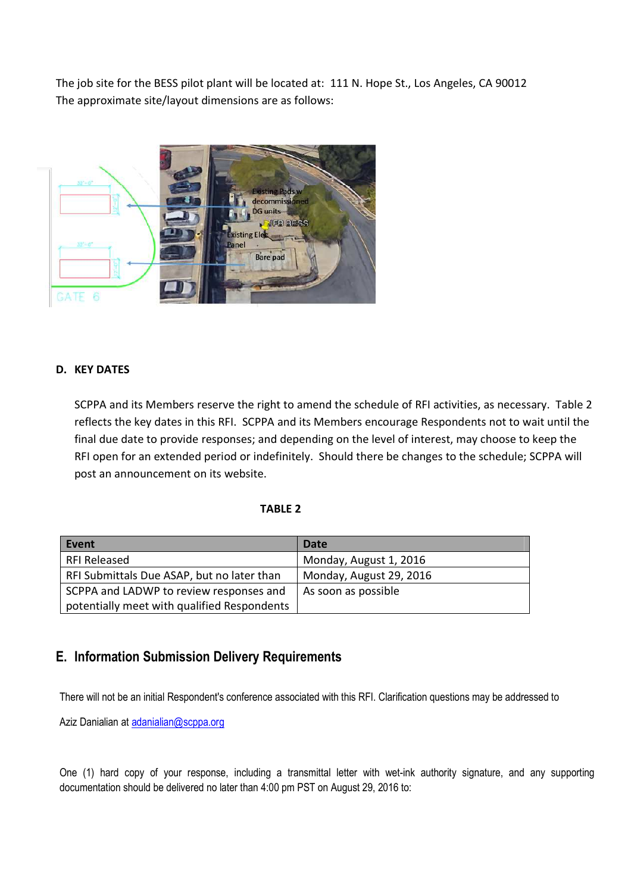The job site for the BESS pilot plant will be located at: 111 N. Hope St., Los Angeles, CA 90012

The approximate site/layout dimensions are as follows:

## D. KEY DATES

SCPPA and its Members reserve the right to amend the schedule of RFI activities, as necessary. Table 2 reflects the key dates in this RFI. SCPPA and its Members encourage Respondents not to wait until the final due date to provide responses; and depending on the level of interest, may choose to keep the RFI open for an extended period or indefinitely. Should there be changes to the schedule; SCPPA will post an announcement on its website.

**TABLE 2**

| Event | Date |
| --- | --- |
| RFI Released | Monday, August 1, 2016 |
| RFI Submittals Due ASAP, but no later than | Monday, August 29, 2016 |
| SCPPA and LADWP to review responses and potentially meet with qualified Respondents | As soon as possible |

## E. Information Submission Delivery Requirements

There will not be an initial Respondent's conference associated with this RFI. Clarification questions may be addressed to Aziz Danialian at adanialian@scppa.org

One (1) hard copy of your response, including a transmittal letter with wet-ink authority signature, and any supporting documentation should be delivered no later than 4:00 pm PST on August 29, 2016 to: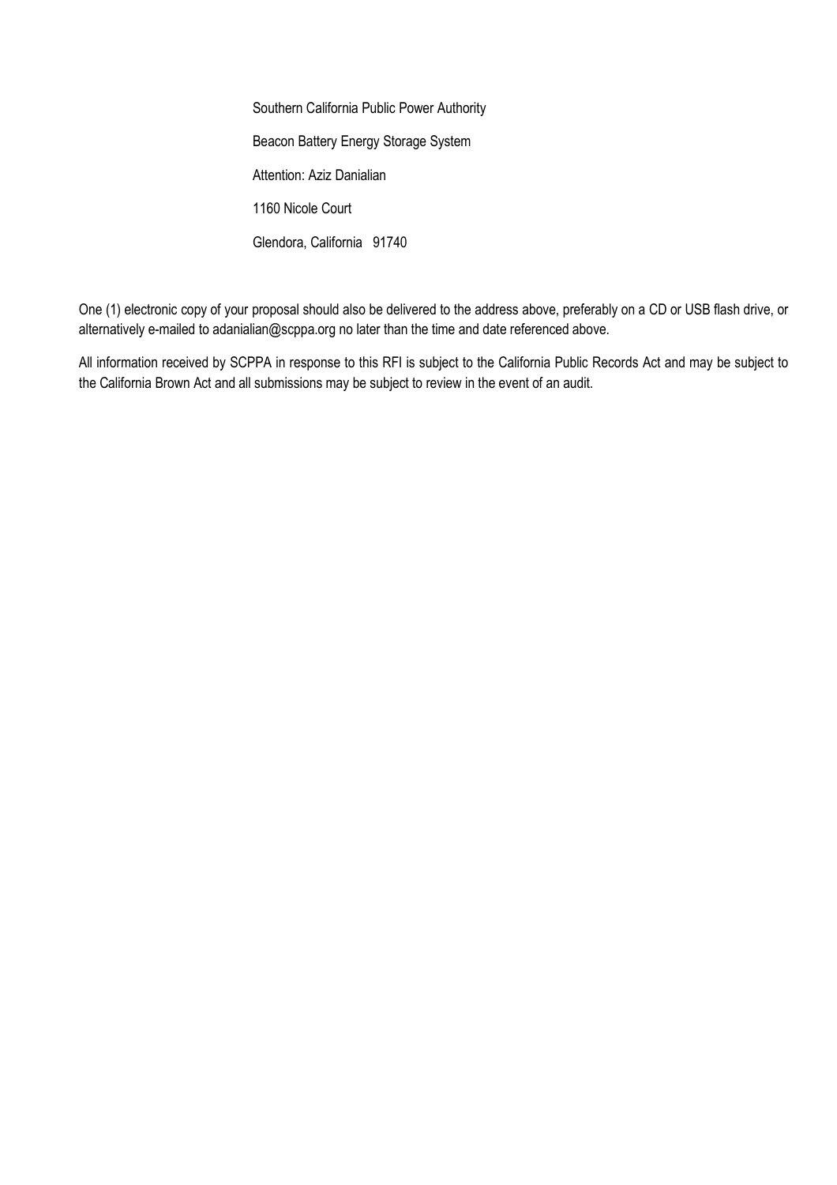Southern California Public Power Authority

Beacon Battery Energy Storage System

Attention: Aziz Danialian

1160 Nicole Court

Glendora, California 91740

One (1) electronic copy of your proposal should also be delivered to the address above, preferably on a CD or USB flash drive, or alternatively e-mailed to adanialian@scppa.org no later than the time and date referenced above.

All information received by SCPPA in response to this RFI is subject to the California Public Records Act and may be subject to the California Brown Act and all submissions may be subject to review in the event of an audit.